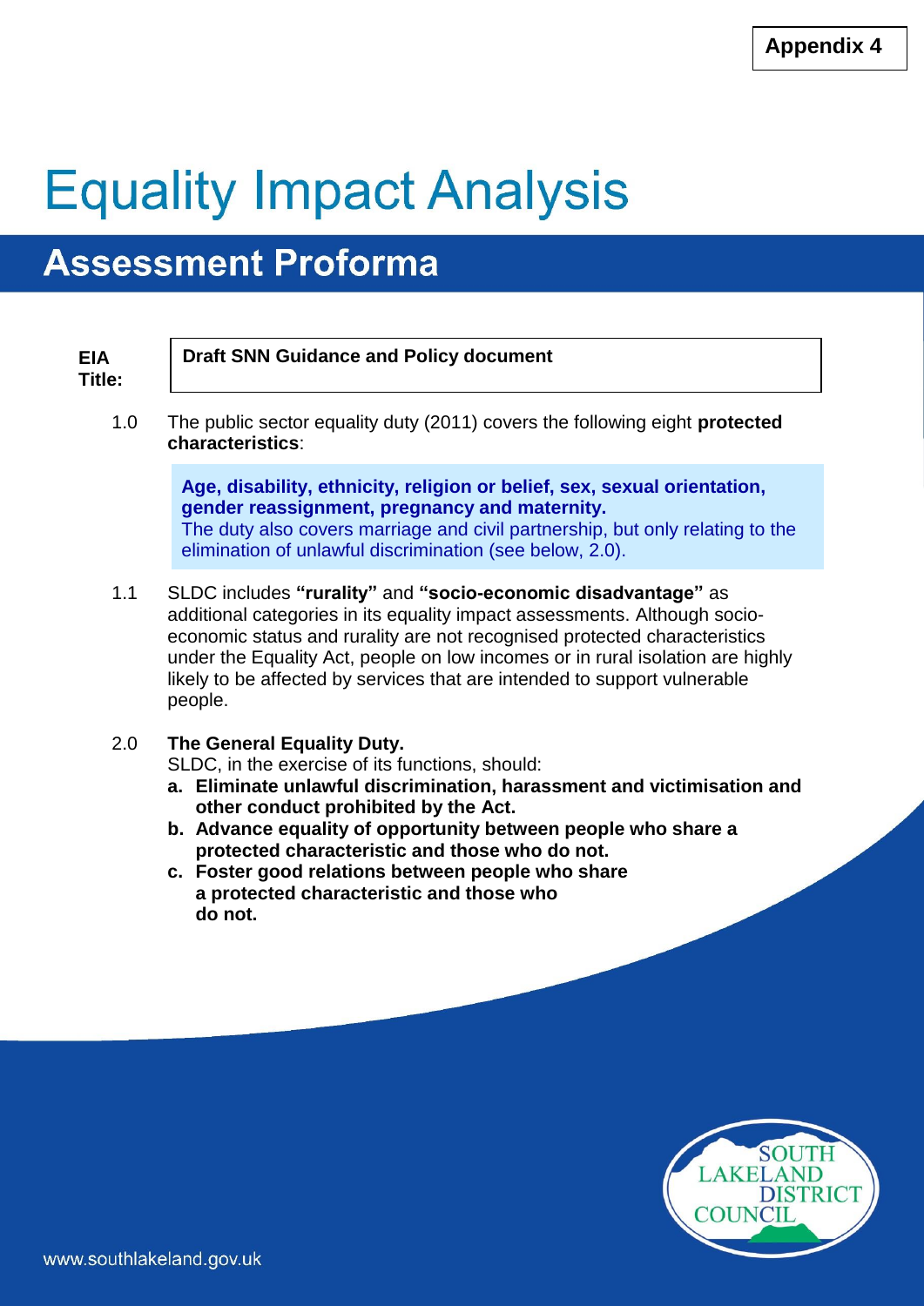**Appendix 4**

# Equality Impact Analysis

## Assessment Proforma

| **EIA Title:** | **Draft SNN Guidance and Policy document** |
|---|---|

1.0 The public sector equality duty (2011) covers the following eight **protected characteristics**:

> **Age, disability, ethnicity, religion or belief, sex, sexual orientation, gender reassignment, pregnancy and maternity.**
> The duty also covers marriage and civil partnership, but only relating to the elimination of unlawful discrimination (see below, 2.0).

1.1 SLDC includes **"rurality"** and **"socio-economic disadvantage"** as additional categories in its equality impact assessments. Although socio-economic status and rurality are not recognised protected characteristics under the Equality Act, people on low incomes or in rural isolation are highly likely to be affected by services that are intended to support vulnerable people.

2.0 **The General Equality Duty.**
SLDC, in the exercise of its functions, should:

a. **Eliminate unlawful discrimination, harassment and victimisation and other conduct prohibited by the Act.**
b. **Advance equality of opportunity between people who share a protected characteristic and those who do not.**
c. **Foster good relations between people who share a protected characteristic and those who do not.**

SOUTH LAKELAND DISTRICT COUNCIL

www.southlakeland.gov.uk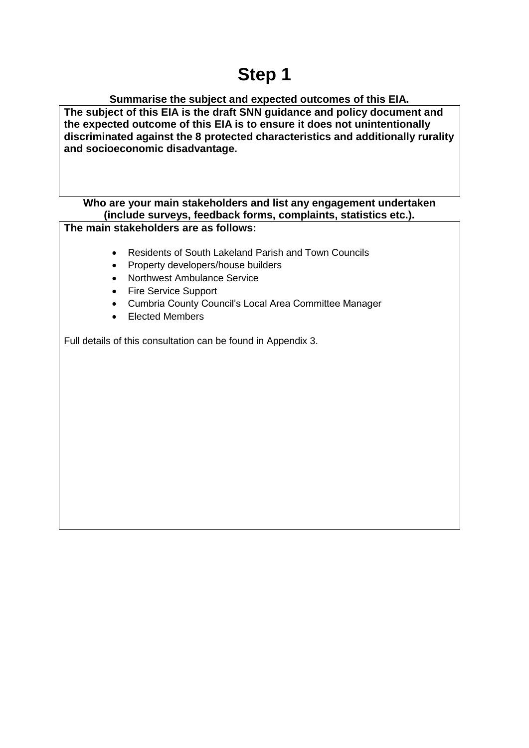# Step 1

**Summarise the subject and expected outcomes of this EIA.**

**The subject of this EIA is the draft SNN guidance and policy document and the expected outcome of this EIA is to ensure it does not unintentionally discriminated against the 8 protected characteristics and additionally rurality and socioeconomic disadvantage.**

**Who are your main stakeholders and list any engagement undertaken (include surveys, feedback forms, complaints, statistics etc.).**

**The main stakeholders are as follows:**

- Residents of South Lakeland Parish and Town Councils
- Property developers/house builders
- Northwest Ambulance Service
- Fire Service Support
- Cumbria County Council's Local Area Committee Manager
- Elected Members

Full details of this consultation can be found in Appendix 3.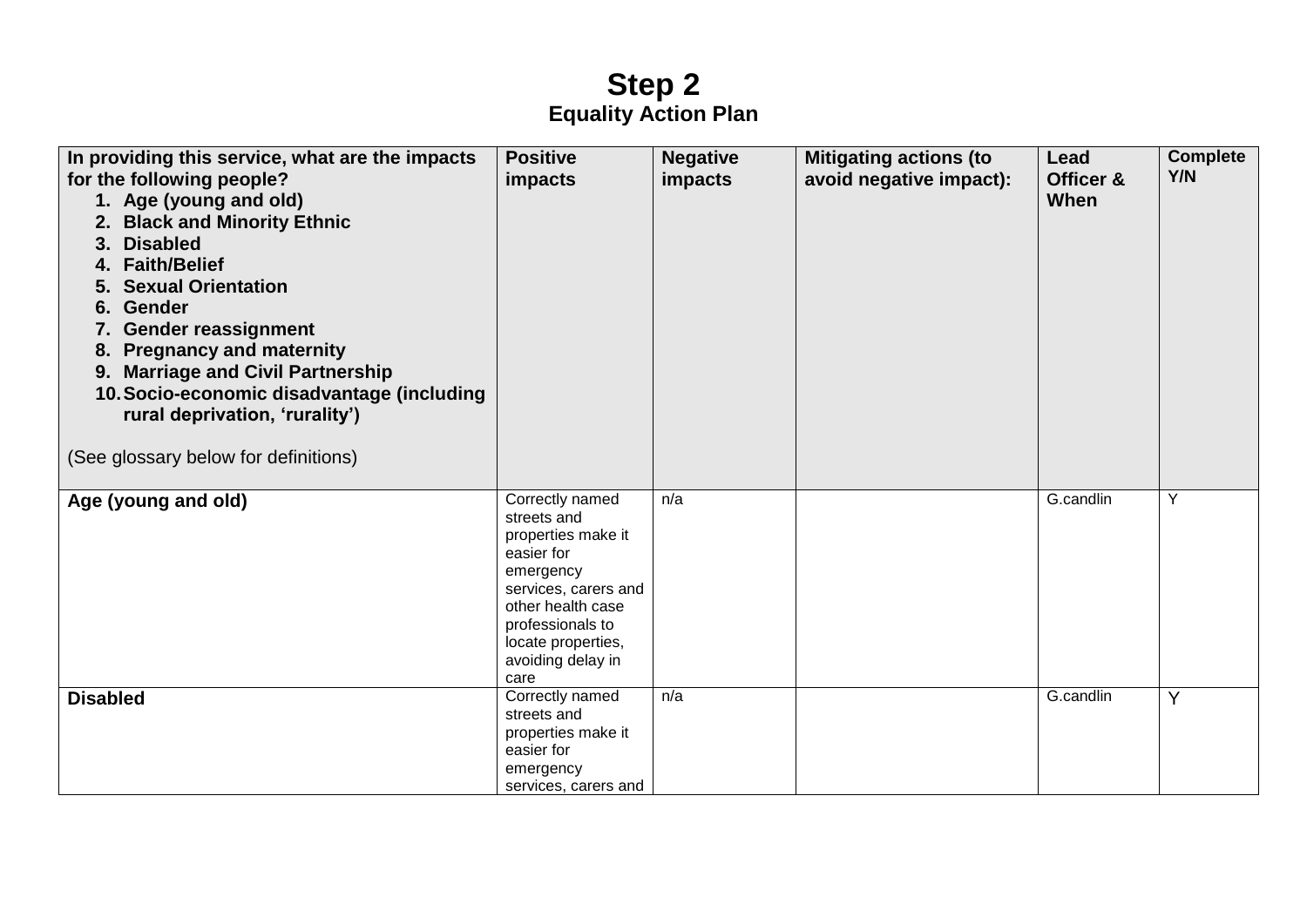# Step 2

## Equality Action Plan

| In providing this service, what are the impacts for the following people?<br>1. Age (young and old)<br>2. Black and Minority Ethnic<br>3. Disabled<br>4. Faith/Belief<br>5. Sexual Orientation<br>6. Gender<br>7. Gender reassignment<br>8. Pregnancy and maternity<br>9. Marriage and Civil Partnership<br>10. Socio-economic disadvantage (including rural deprivation, 'rurality')<br><br>(See glossary below for definitions) | Positive impacts | Negative impacts | Mitigating actions (to avoid negative impact): | Lead Officer & When | Complete Y/N |
|---|---|---|---|---|---|
| **Age (young and old)** | Correctly named streets and properties make it easier for emergency services, carers and other health case professionals to locate properties, avoiding delay in care | n/a | | G.candlin | Y |
| **Disabled** | Correctly named streets and properties make it easier for emergency services, carers and | n/a | | G.candlin | Y |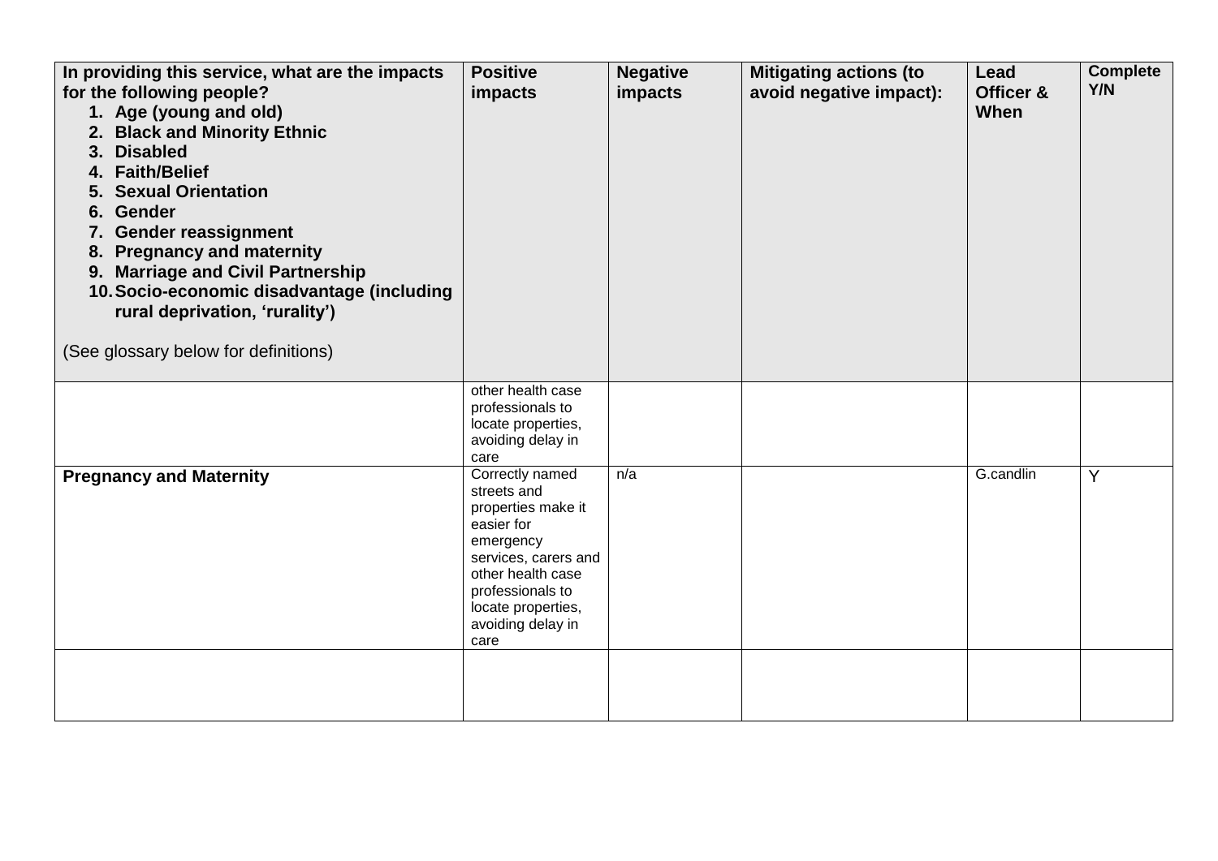| In providing this service, what are the impacts for the following people?<br>1. Age (young and old)<br>2. Black and Minority Ethnic<br>3. Disabled<br>4. Faith/Belief<br>5. Sexual Orientation<br>6. Gender<br>7. Gender reassignment<br>8. Pregnancy and maternity<br>9. Marriage and Civil Partnership<br>10. Socio-economic disadvantage (including rural deprivation, 'rurality')<br><br>(See glossary below for definitions) | Positive impacts | Negative impacts | Mitigating actions (to avoid negative impact): | Lead Officer & When | Complete Y/N |
|---|---|---|---|---|---|
| | other health case professionals to locate properties, avoiding delay in care | | | | |
| **Pregnancy and Maternity** | Correctly named streets and properties make it easier for emergency services, carers and other health case professionals to locate properties, avoiding delay in care | n/a | | G.candlin | Y |
| | | | | | |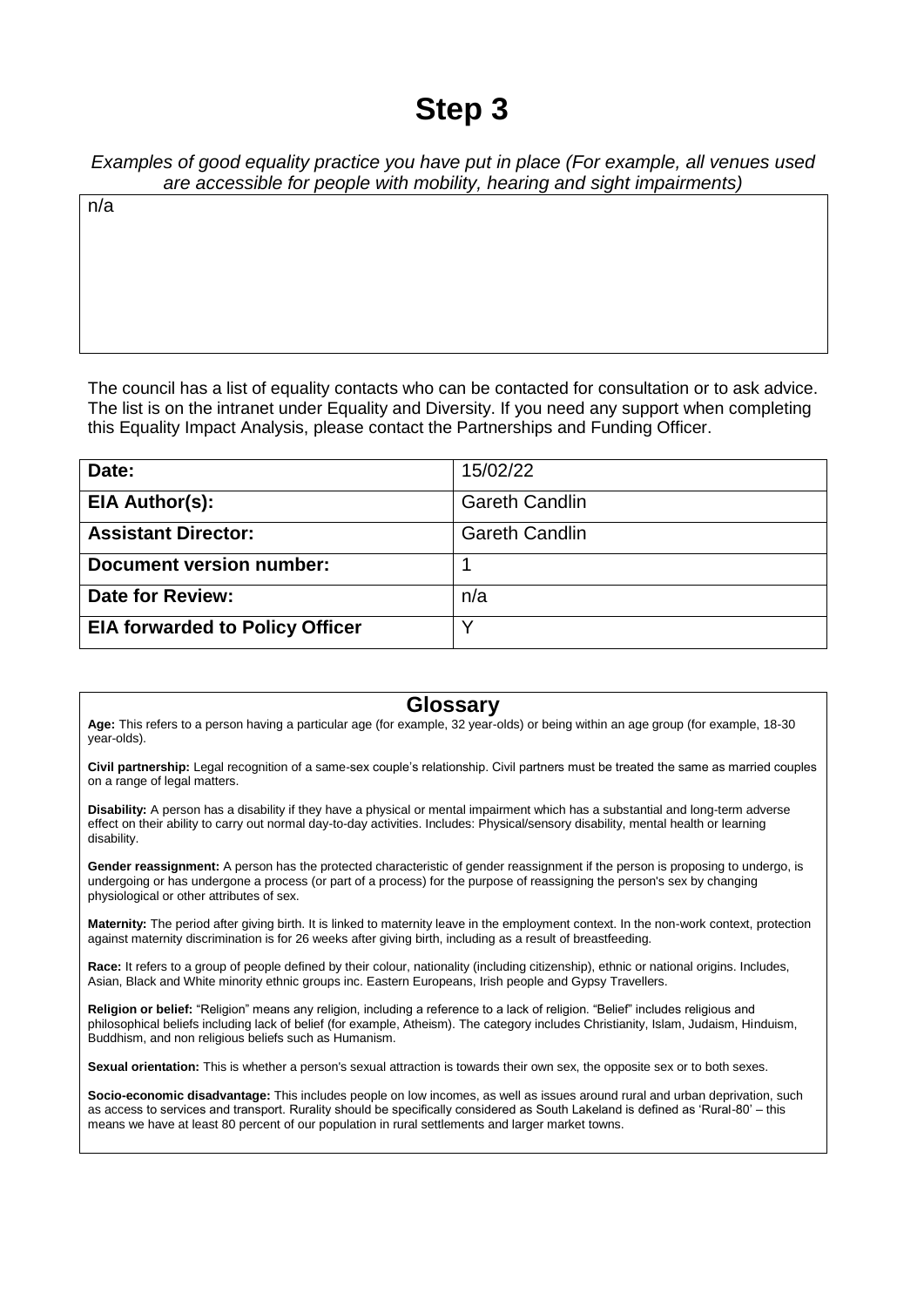# Step 3

*Examples of good equality practice you have put in place (For example, all venues used are accessible for people with mobility, hearing and sight impairments)*

n/a

The council has a list of equality contacts who can be contacted for consultation or to ask advice. The list is on the intranet under Equality and Diversity. If you need any support when completing this Equality Impact Analysis, please contact the Partnerships and Funding Officer.

| | |
|---|---|
| **Date:** | 15/02/22 |
| **EIA Author(s):** | Gareth Candlin |
| **Assistant Director:** | Gareth Candlin |
| **Document version number:** | 1 |
| **Date for Review:** | n/a |
| **EIA forwarded to Policy Officer** | Y |

## Glossary

**Age:** This refers to a person having a particular age (for example, 32 year-olds) or being within an age group (for example, 18-30 year-olds).

**Civil partnership:** Legal recognition of a same-sex couple's relationship. Civil partners must be treated the same as married couples on a range of legal matters.

**Disability:** A person has a disability if they have a physical or mental impairment which has a substantial and long-term adverse effect on their ability to carry out normal day-to-day activities. Includes: Physical/sensory disability, mental health or learning disability.

**Gender reassignment:** A person has the protected characteristic of gender reassignment if the person is proposing to undergo, is undergoing or has undergone a process (or part of a process) for the purpose of reassigning the person's sex by changing physiological or other attributes of sex.

**Maternity:** The period after giving birth. It is linked to maternity leave in the employment context. In the non-work context, protection against maternity discrimination is for 26 weeks after giving birth, including as a result of breastfeeding.

**Race:** It refers to a group of people defined by their colour, nationality (including citizenship), ethnic or national origins. Includes, Asian, Black and White minority ethnic groups inc. Eastern Europeans, Irish people and Gypsy Travellers.

**Religion or belief:** "Religion" means any religion, including a reference to a lack of religion. "Belief" includes religious and philosophical beliefs including lack of belief (for example, Atheism). The category includes Christianity, Islam, Judaism, Hinduism, Buddhism, and non religious beliefs such as Humanism.

**Sexual orientation:** This is whether a person's sexual attraction is towards their own sex, the opposite sex or to both sexes.

**Socio-economic disadvantage:** This includes people on low incomes, as well as issues around rural and urban deprivation, such as access to services and transport. Rurality should be specifically considered as South Lakeland is defined as 'Rural-80' – this means we have at least 80 percent of our population in rural settlements and larger market towns.